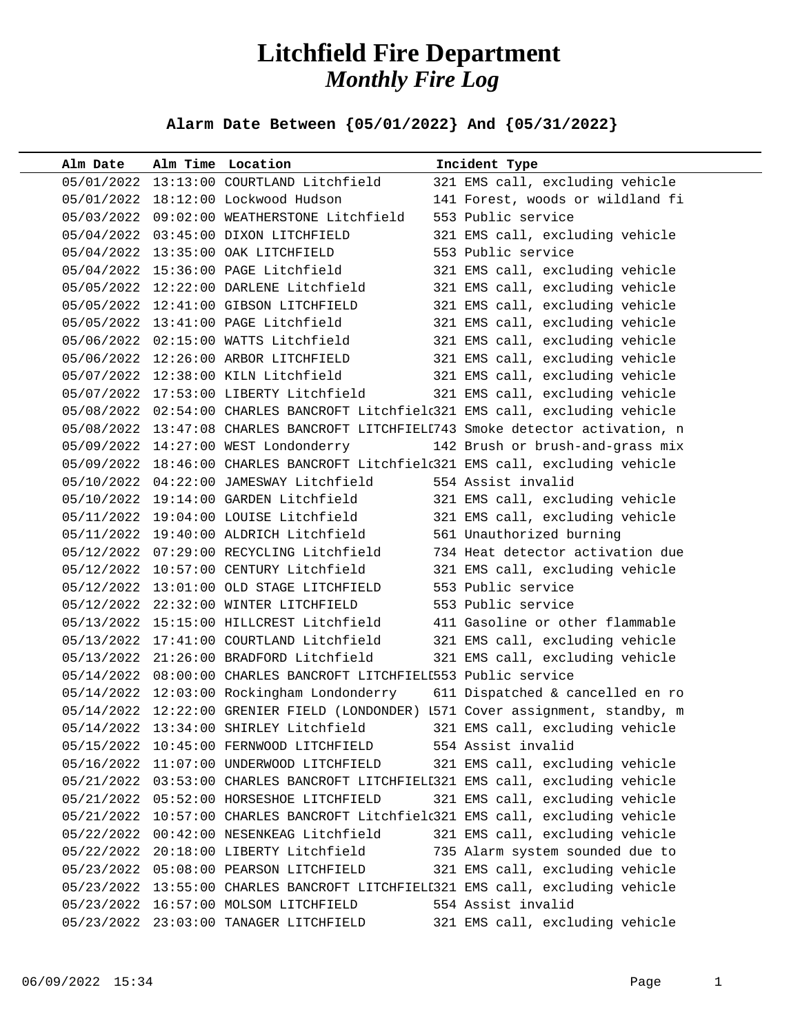# Litchfield Fire Department
## *Monthly Fire Log*

**Alarm Date Between {05/01/2022} And {05/31/2022}**

| Alm Date | Alm Time | Location | Incident Type |
|---|---|---|---|
| 05/01/2022 | 13:13:00 | COURTLAND Litchfield | 321 EMS call, excluding vehicle |
| 05/01/2022 | 18:12:00 | Lockwood Hudson | 141 Forest, woods or wildland fi |
| 05/03/2022 | 09:02:00 | WEATHERSTONE Litchfield | 553 Public service |
| 05/04/2022 | 03:45:00 | DIXON LITCHFIELD | 321 EMS call, excluding vehicle |
| 05/04/2022 | 13:35:00 | OAK LITCHFIELD | 553 Public service |
| 05/04/2022 | 15:36:00 | PAGE Litchfield | 321 EMS call, excluding vehicle |
| 05/05/2022 | 12:22:00 | DARLENE Litchfield | 321 EMS call, excluding vehicle |
| 05/05/2022 | 12:41:00 | GIBSON LITCHFIELD | 321 EMS call, excluding vehicle |
| 05/05/2022 | 13:41:00 | PAGE Litchfield | 321 EMS call, excluding vehicle |
| 05/06/2022 | 02:15:00 | WATTS Litchfield | 321 EMS call, excluding vehicle |
| 05/06/2022 | 12:26:00 | ARBOR LITCHFIELD | 321 EMS call, excluding vehicle |
| 05/07/2022 | 12:38:00 | KILN Litchfield | 321 EMS call, excluding vehicle |
| 05/07/2022 | 17:53:00 | LIBERTY Litchfield | 321 EMS call, excluding vehicle |
| 05/08/2022 | 02:54:00 | CHARLES BANCROFT Litchfield | 321 EMS call, excluding vehicle |
| 05/08/2022 | 13:47:08 | CHARLES BANCROFT LITCHFIELD | 743 Smoke detector activation, n |
| 05/09/2022 | 14:27:00 | WEST Londonderry | 142 Brush or brush-and-grass mix |
| 05/09/2022 | 18:46:00 | CHARLES BANCROFT Litchfield | 321 EMS call, excluding vehicle |
| 05/10/2022 | 04:22:00 | JAMESWAY Litchfield | 554 Assist invalid |
| 05/10/2022 | 19:14:00 | GARDEN Litchfield | 321 EMS call, excluding vehicle |
| 05/11/2022 | 19:04:00 | LOUISE Litchfield | 321 EMS call, excluding vehicle |
| 05/11/2022 | 19:40:00 | ALDRICH Litchfield | 561 Unauthorized burning |
| 05/12/2022 | 07:29:00 | RECYCLING Litchfield | 734 Heat detector activation due |
| 05/12/2022 | 10:57:00 | CENTURY Litchfield | 321 EMS call, excluding vehicle |
| 05/12/2022 | 13:01:00 | OLD STAGE LITCHFIELD | 553 Public service |
| 05/12/2022 | 22:32:00 | WINTER LITCHFIELD | 553 Public service |
| 05/13/2022 | 15:15:00 | HILLCREST Litchfield | 411 Gasoline or other flammable |
| 05/13/2022 | 17:41:00 | COURTLAND Litchfield | 321 EMS call, excluding vehicle |
| 05/13/2022 | 21:26:00 | BRADFORD Litchfield | 321 EMS call, excluding vehicle |
| 05/14/2022 | 08:00:00 | CHARLES BANCROFT LITCHFIELD | 553 Public service |
| 05/14/2022 | 12:03:00 | Rockingham Londonderry | 611 Dispatched & cancelled en ro |
| 05/14/2022 | 12:22:00 | GRENIER FIELD (LONDONDER) L | 571 Cover assignment, standby, m |
| 05/14/2022 | 13:34:00 | SHIRLEY Litchfield | 321 EMS call, excluding vehicle |
| 05/15/2022 | 10:45:00 | FERNWOOD LITCHFIELD | 554 Assist invalid |
| 05/16/2022 | 11:07:00 | UNDERWOOD LITCHFIELD | 321 EMS call, excluding vehicle |
| 05/21/2022 | 03:53:00 | CHARLES BANCROFT LITCHFIELD | 321 EMS call, excluding vehicle |
| 05/21/2022 | 05:52:00 | HORSESHOE LITCHFIELD | 321 EMS call, excluding vehicle |
| 05/21/2022 | 10:57:00 | CHARLES BANCROFT Litchfield | 321 EMS call, excluding vehicle |
| 05/22/2022 | 00:42:00 | NESENKEAG Litchfield | 321 EMS call, excluding vehicle |
| 05/22/2022 | 20:18:00 | LIBERTY Litchfield | 735 Alarm system sounded due to |
| 05/23/2022 | 05:08:00 | PEARSON LITCHFIELD | 321 EMS call, excluding vehicle |
| 05/23/2022 | 13:55:00 | CHARLES BANCROFT LITCHFIELD | 321 EMS call, excluding vehicle |
| 05/23/2022 | 16:57:00 | MOLSOM LITCHFIELD | 554 Assist invalid |
| 05/23/2022 | 23:03:00 | TANAGER LITCHFIELD | 321 EMS call, excluding vehicle |

06/09/2022 15:34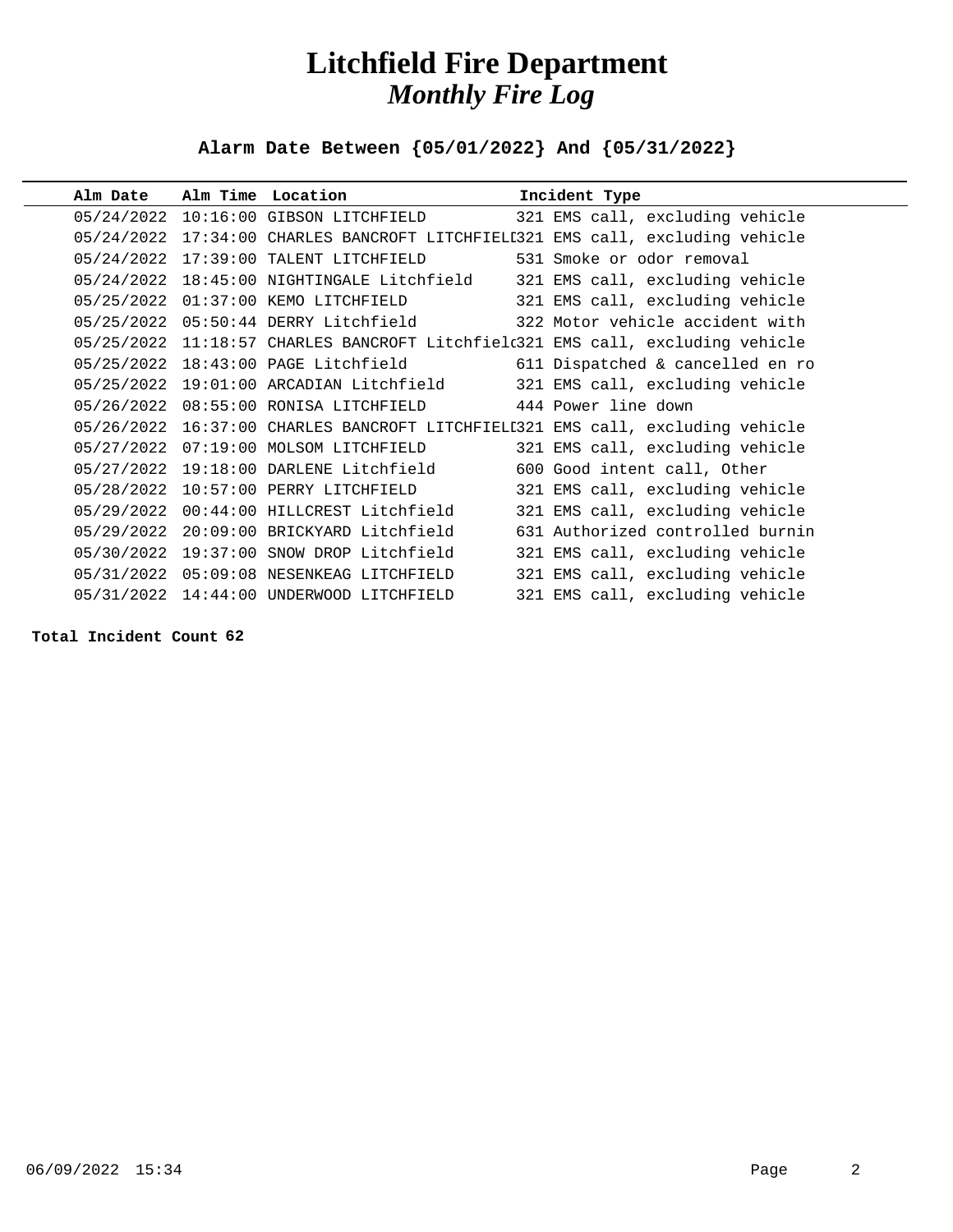# Litchfield Fire Department

*Monthly Fire Log*

**Alarm Date Between {05/01/2022} And {05/31/2022}**

| Alm Date | Alm Time | Location | Incident Type |
|---|---|---|---|
| 05/24/2022 | 10:16:00 | GIBSON LITCHFIELD | 321 EMS call, excluding vehicle |
| 05/24/2022 | 17:34:00 | CHARLES BANCROFT LITCHFIELD | 321 EMS call, excluding vehicle |
| 05/24/2022 | 17:39:00 | TALENT LITCHFIELD | 531 Smoke or odor removal |
| 05/24/2022 | 18:45:00 | NIGHTINGALE Litchfield | 321 EMS call, excluding vehicle |
| 05/25/2022 | 01:37:00 | KEMO LITCHFIELD | 321 EMS call, excluding vehicle |
| 05/25/2022 | 05:50:44 | DERRY Litchfield | 322 Motor vehicle accident with |
| 05/25/2022 | 11:18:57 | CHARLES BANCROFT Litchfield | 321 EMS call, excluding vehicle |
| 05/25/2022 | 18:43:00 | PAGE Litchfield | 611 Dispatched & cancelled en ro |
| 05/25/2022 | 19:01:00 | ARCADIAN Litchfield | 321 EMS call, excluding vehicle |
| 05/26/2022 | 08:55:00 | RONISA LITCHFIELD | 444 Power line down |
| 05/26/2022 | 16:37:00 | CHARLES BANCROFT LITCHFIELD | 321 EMS call, excluding vehicle |
| 05/27/2022 | 07:19:00 | MOLSOM LITCHFIELD | 321 EMS call, excluding vehicle |
| 05/27/2022 | 19:18:00 | DARLENE Litchfield | 600 Good intent call, Other |
| 05/28/2022 | 10:57:00 | PERRY LITCHFIELD | 321 EMS call, excluding vehicle |
| 05/29/2022 | 00:44:00 | HILLCREST Litchfield | 321 EMS call, excluding vehicle |
| 05/29/2022 | 20:09:00 | BRICKYARD Litchfield | 631 Authorized controlled burnin |
| 05/30/2022 | 19:37:00 | SNOW DROP Litchfield | 321 EMS call, excluding vehicle |
| 05/31/2022 | 05:09:08 | NESENKEAG LITCHFIELD | 321 EMS call, excluding vehicle |
| 05/31/2022 | 14:44:00 | UNDERWOOD LITCHFIELD | 321 EMS call, excluding vehicle |

**Total Incident Count 62**

06/09/2022 15:34